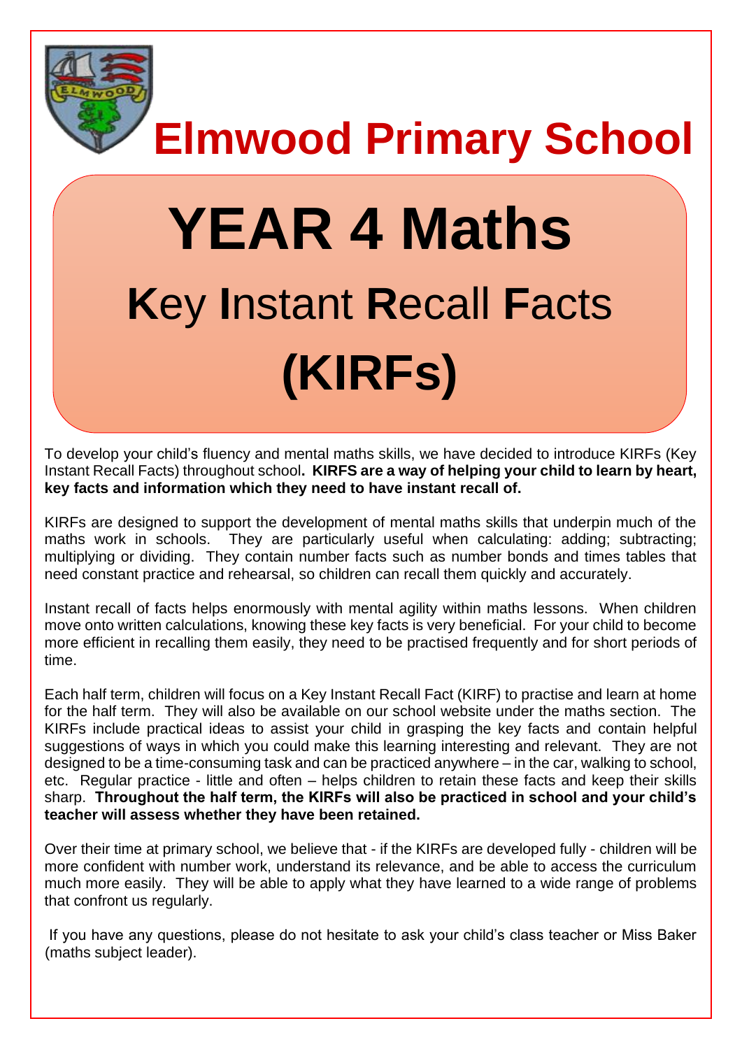# Elmwood Primary School

# YEAR 4 Maths

## **K**ey **I**nstant **R**ecall **F**acts

## (KIRFs)

To develop your child's fluency and mental maths skills, we have decided to introduce KIRFs (Key Instant Recall Facts) throughout school**. KIRFS are a way of helping your child to learn by heart, key facts and information which they need to have instant recall of.**

KIRFs are designed to support the development of mental maths skills that underpin much of the maths work in schools. They are particularly useful when calculating: adding; subtracting; multiplying or dividing. They contain number facts such as number bonds and times tables that need constant practice and rehearsal, so children can recall them quickly and accurately.

Instant recall of facts helps enormously with mental agility within maths lessons. When children move onto written calculations, knowing these key facts is very beneficial. For your child to become more efficient in recalling them easily, they need to be practised frequently and for short periods of time.

Each half term, children will focus on a Key Instant Recall Fact (KIRF) to practise and learn at home for the half term. They will also be available on our school website under the maths section. The KIRFs include practical ideas to assist your child in grasping the key facts and contain helpful suggestions of ways in which you could make this learning interesting and relevant. They are not designed to be a time-consuming task and can be practiced anywhere – in the car, walking to school, etc. Regular practice - little and often – helps children to retain these facts and keep their skills sharp. **Throughout the half term, the KIRFs will also be practiced in school and your child's teacher will assess whether they have been retained.**

Over their time at primary school, we believe that - if the KIRFs are developed fully - children will be more confident with number work, understand its relevance, and be able to access the curriculum much more easily. They will be able to apply what they have learned to a wide range of problems that confront us regularly.

If you have any questions, please do not hesitate to ask your child's class teacher or Miss Baker (maths subject leader).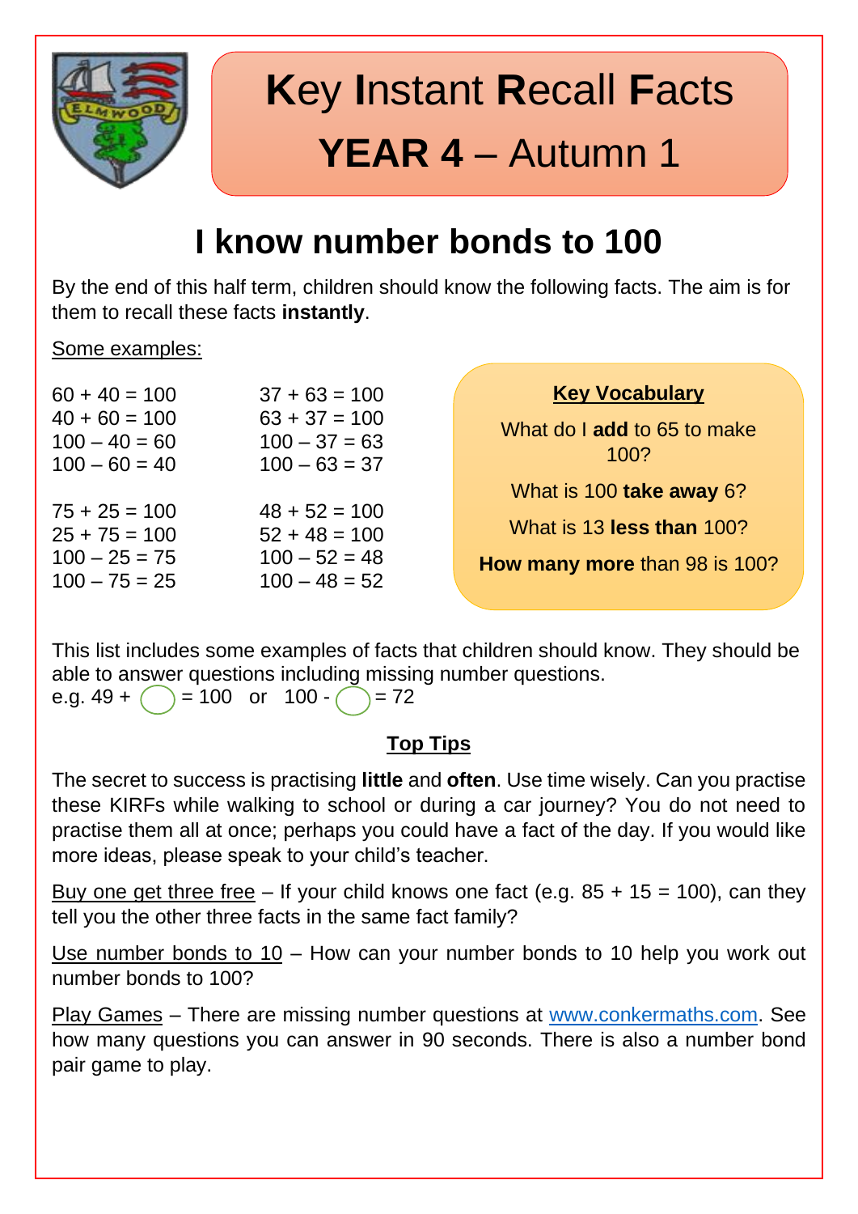# Key Instant Recall Facts

# YEAR 4 – Autumn 1

## I know number bonds to 100

By the end of this half term, children should know the following facts. The aim is for them to recall these facts **instantly**.

Some examples:

60 + 40 = 100
40 + 60 = 100
100 – 40 = 60
100 – 60 = 40

75 + 25 = 100
25 + 75 = 100
100 – 25 = 75
100 – 75 = 25

37 + 63 = 100
63 + 37 = 100
100 – 37 = 63
100 – 63 = 37

48 + 52 = 100
52 + 48 = 100
100 – 52 = 48
100 – 48 = 52

**Key Vocabulary**

What do I **add** to 65 to make 100?

What is 100 **take away** 6?

What is 13 **less than** 100?

**How many more** than 98 is 100?

This list includes some examples of facts that children should know. They should be able to answer questions including missing number questions.
e.g. 49 + ◯ = 100 or 100 - ◯ = 72

### Top Tips

The secret to success is practising **little** and **often**. Use time wisely. Can you practise these KIRFs while walking to school or during a car journey? You do not need to practise them all at once; perhaps you could have a fact of the day. If you would like more ideas, please speak to your child's teacher.

Buy one get three free – If your child knows one fact (e.g. 85 + 15 = 100), can they tell you the other three facts in the same fact family?

Use number bonds to 10 – How can your number bonds to 10 help you work out number bonds to 100?

Play Games – There are missing number questions at www.conkermaths.com. See how many questions you can answer in 90 seconds. There is also a number bond pair game to play.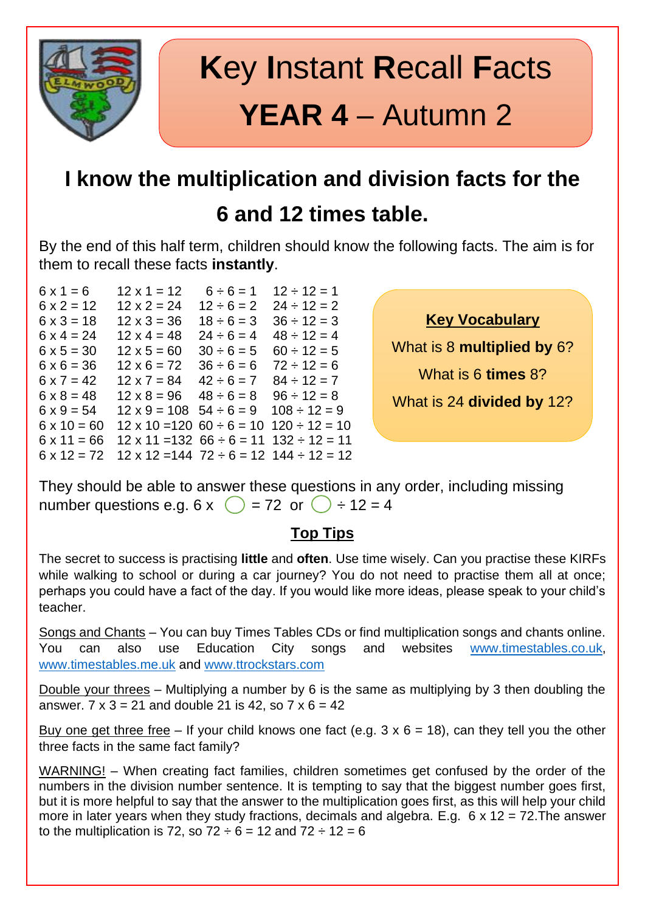# Key Instant Recall Facts

# YEAR 4 – Autumn 2

## I know the multiplication and division facts for the 6 and 12 times table.

By the end of this half term, children should know the following facts. The aim is for them to recall these facts **instantly**.

| | | | |
|---|---|---|---|
| 6 x 1 = 6 | 12 x 1 = 12 | 6 ÷ 6 = 1 | 12 ÷ 12 = 1 |
| 6 x 2 = 12 | 12 x 2 = 24 | 12 ÷ 6 = 2 | 24 ÷ 12 = 2 |
| 6 x 3 = 18 | 12 x 3 = 36 | 18 ÷ 6 = 3 | 36 ÷ 12 = 3 |
| 6 x 4 = 24 | 12 x 4 = 48 | 24 ÷ 6 = 4 | 48 ÷ 12 = 4 |
| 6 x 5 = 30 | 12 x 5 = 60 | 30 ÷ 6 = 5 | 60 ÷ 12 = 5 |
| 6 x 6 = 36 | 12 x 6 = 72 | 36 ÷ 6 = 6 | 72 ÷ 12 = 6 |
| 6 x 7 = 42 | 12 x 7 = 84 | 42 ÷ 6 = 7 | 84 ÷ 12 = 7 |
| 6 x 8 = 48 | 12 x 8 = 96 | 48 ÷ 6 = 8 | 96 ÷ 12 = 8 |
| 6 x 9 = 54 | 12 x 9 = 108 | 54 ÷ 6 = 9 | 108 ÷ 12 = 9 |
| 6 x 10 = 60 | 12 x 10 =120 | 60 ÷ 6 = 10 | 120 ÷ 12 = 10 |
| 6 x 11 = 66 | 12 x 11 =132 | 66 ÷ 6 = 11 | 132 ÷ 12 = 11 |
| 6 x 12 = 72 | 12 x 12 =144 | 72 ÷ 6 = 12 | 144 ÷ 12 = 12 |

**Key Vocabulary**

What is 8 **multiplied by** 6?

What is 6 **times** 8?

What is 24 **divided by** 12?

They should be able to answer these questions in any order, including missing number questions e.g. 6 x ◯ = 72 or ◯ ÷ 12 = 4

### Top Tips

The secret to success is practising **little** and **often**. Use time wisely. Can you practise these KIRFs while walking to school or during a car journey? You do not need to practise them all at once; perhaps you could have a fact of the day. If you would like more ideas, please speak to your child's teacher.

Songs and Chants – You can buy Times Tables CDs or find multiplication songs and chants online. You can also use Education City songs and websites www.timestables.co.uk, www.timestables.me.uk and www.ttrockstars.com

Double your threes – Multiplying a number by 6 is the same as multiplying by 3 then doubling the answer. 7 x 3 = 21 and double 21 is 42, so 7 x 6 = 42

Buy one get three free – If your child knows one fact (e.g. 3 x 6 = 18), can they tell you the other three facts in the same fact family?

WARNING! – When creating fact families, children sometimes get confused by the order of the numbers in the division number sentence. It is tempting to say that the biggest number goes first, but it is more helpful to say that the answer to the multiplication goes first, as this will help your child more in later years when they study fractions, decimals and algebra. E.g. 6 x 12 = 72.The answer to the multiplication is 72, so 72 ÷ 6 = 12 and 72 ÷ 12 = 6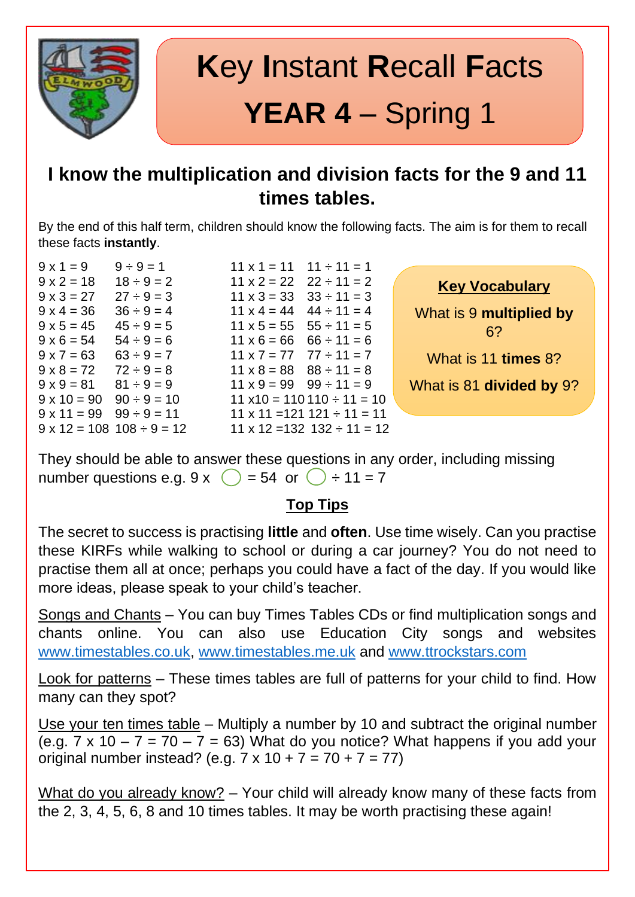# **K**ey **I**nstant **R**ecall **F**acts

## **YEAR 4** – Spring 1

### I know the multiplication and division facts for the 9 and 11 times tables.

By the end of this half term, children should know the following facts. The aim is for them to recall these facts **instantly**.

| | | | |
|---|---|---|---|
| 9 x 1 = 9 | 9 ÷ 9 = 1 | 11 x 1 = 11 | 11 ÷ 11 = 1 |
| 9 x 2 = 18 | 18 ÷ 9 = 2 | 11 x 2 = 22 | 22 ÷ 11 = 2 |
| 9 x 3 = 27 | 27 ÷ 9 = 3 | 11 x 3 = 33 | 33 ÷ 11 = 3 |
| 9 x 4 = 36 | 36 ÷ 9 = 4 | 11 x 4 = 44 | 44 ÷ 11 = 4 |
| 9 x 5 = 45 | 45 ÷ 9 = 5 | 11 x 5 = 55 | 55 ÷ 11 = 5 |
| 9 x 6 = 54 | 54 ÷ 9 = 6 | 11 x 6 = 66 | 66 ÷ 11 = 6 |
| 9 x 7 = 63 | 63 ÷ 9 = 7 | 11 x 7 = 77 | 77 ÷ 11 = 7 |
| 9 x 8 = 72 | 72 ÷ 9 = 8 | 11 x 8 = 88 | 88 ÷ 11 = 8 |
| 9 x 9 = 81 | 81 ÷ 9 = 9 | 11 x 9 = 99 | 99 ÷ 11 = 9 |
| 9 x 10 = 90 | 90 ÷ 9 = 10 | 11 x10 = 110 | 110 ÷ 11 = 10 |
| 9 x 11 = 99 | 99 ÷ 9 = 11 | 11 x 11 =121 | 121 ÷ 11 = 11 |
| 9 x 12 = 108 | 108 ÷ 9 = 12 | 11 x 12 =132 | 132 ÷ 11 = 12 |

**Key Vocabulary**

What is 9 **multiplied by** 6?

What is 11 **times** 8?

What is 81 **divided by** 9?

They should be able to answer these questions in any order, including missing number questions e.g. 9 x ◯ = 54 or ◯ ÷ 11 = 7

**Top Tips**

The secret to success is practising **little** and **often**. Use time wisely. Can you practise these KIRFs while walking to school or during a car journey? You do not need to practise them all at once; perhaps you could have a fact of the day. If you would like more ideas, please speak to your child's teacher.

Songs and Chants – You can buy Times Tables CDs or find multiplication songs and chants online. You can also use Education City songs and websites www.timestables.co.uk, www.timestables.me.uk and www.ttrockstars.com

Look for patterns – These times tables are full of patterns for your child to find. How many can they spot?

Use your ten times table – Multiply a number by 10 and subtract the original number (e.g. 7 x 10 – 7 = 70 – 7 = 63) What do you notice? What happens if you add your original number instead? (e.g. 7 x 10 + 7 = 70 + 7 = 77)

What do you already know? – Your child will already know many of these facts from the 2, 3, 4, 5, 6, 8 and 10 times tables. It may be worth practising these again!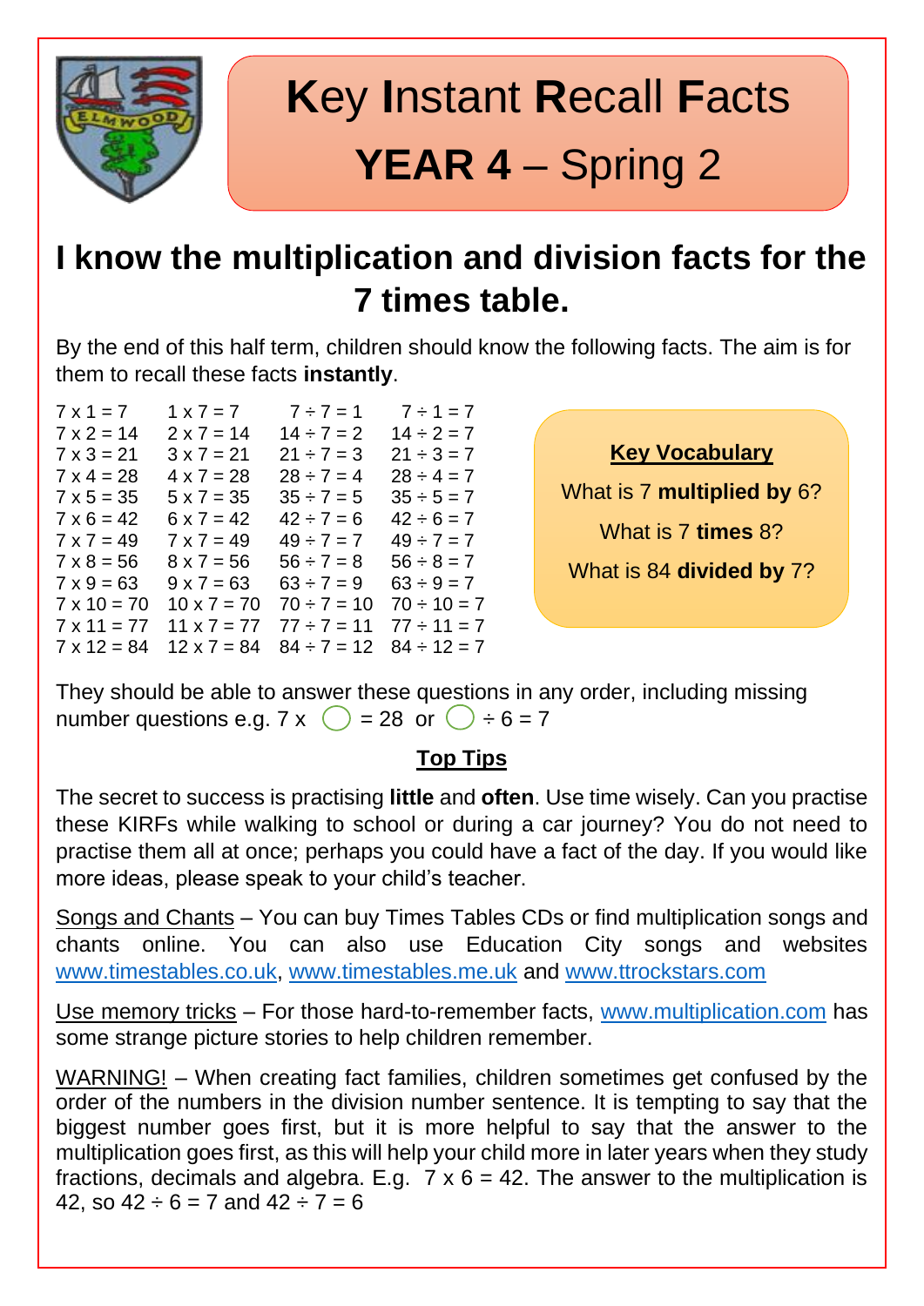# **K**ey **I**nstant **R**ecall **F**acts

## **YEAR 4** – Spring 2

## I know the multiplication and division facts for the 7 times table.

By the end of this half term, children should know the following facts. The aim is for them to recall these facts **instantly**.

| | | | |
|---|---|---|---|
| 7 x 1 = 7 | 1 x 7 = 7 | 7 ÷ 7 = 1 | 7 ÷ 1 = 7 |
| 7 x 2 = 14 | 2 x 7 = 14 | 14 ÷ 7 = 2 | 14 ÷ 2 = 7 |
| 7 x 3 = 21 | 3 x 7 = 21 | 21 ÷ 7 = 3 | 21 ÷ 3 = 7 |
| 7 x 4 = 28 | 4 x 7 = 28 | 28 ÷ 7 = 4 | 28 ÷ 4 = 7 |
| 7 x 5 = 35 | 5 x 7 = 35 | 35 ÷ 7 = 5 | 35 ÷ 5 = 7 |
| 7 x 6 = 42 | 6 x 7 = 42 | 42 ÷ 7 = 6 | 42 ÷ 6 = 7 |
| 7 x 7 = 49 | 7 x 7 = 49 | 49 ÷ 7 = 7 | 49 ÷ 7 = 7 |
| 7 x 8 = 56 | 8 x 7 = 56 | 56 ÷ 7 = 8 | 56 ÷ 8 = 7 |
| 7 x 9 = 63 | 9 x 7 = 63 | 63 ÷ 7 = 9 | 63 ÷ 9 = 7 |
| 7 x 10 = 70 | 10 x 7 = 70 | 70 ÷ 7 = 10 | 70 ÷ 10 = 7 |
| 7 x 11 = 77 | 11 x 7 = 77 | 77 ÷ 7 = 11 | 77 ÷ 11 = 7 |
| 7 x 12 = 84 | 12 x 7 = 84 | 84 ÷ 7 = 12 | 84 ÷ 12 = 7 |

**Key Vocabulary**

What is 7 **multiplied by** 6?

What is 7 **times** 8?

What is 84 **divided by** 7?

They should be able to answer these questions in any order, including missing number questions e.g. 7 x ◯ = 28 or ◯ ÷ 6 = 7

**Top Tips**

The secret to success is practising **little** and **often**. Use time wisely. Can you practise these KIRFs while walking to school or during a car journey? You do not need to practise them all at once; perhaps you could have a fact of the day. If you would like more ideas, please speak to your child's teacher.

Songs and Chants – You can buy Times Tables CDs or find multiplication songs and chants online. You can also use Education City songs and websites www.timestables.co.uk, www.timestables.me.uk and www.ttrockstars.com

Use memory tricks – For those hard-to-remember facts, www.multiplication.com has some strange picture stories to help children remember.

WARNING! – When creating fact families, children sometimes get confused by the order of the numbers in the division number sentence. It is tempting to say that the biggest number goes first, but it is more helpful to say that the answer to the multiplication goes first, as this will help your child more in later years when they study fractions, decimals and algebra. E.g. 7 x 6 = 42. The answer to the multiplication is 42, so 42 ÷ 6 = 7 and 42 ÷ 7 = 6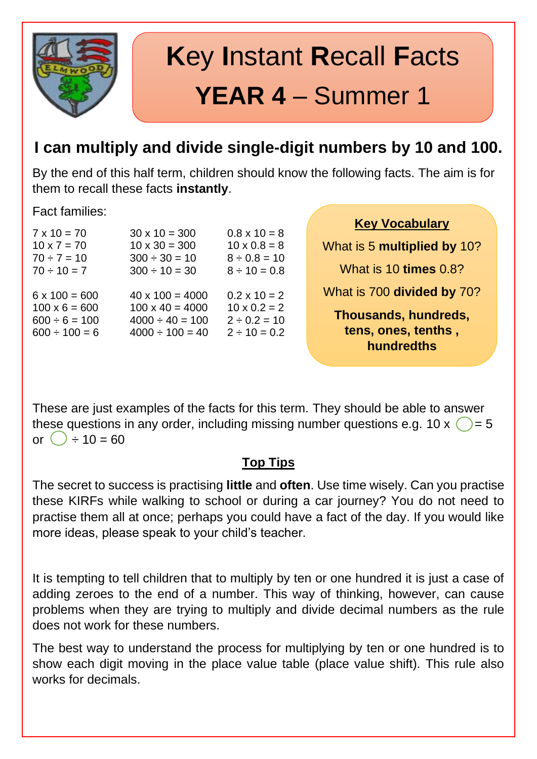# **K**ey **I**nstant **R**ecall **F**acts

# **YEAR 4** – Summer 1

## I can multiply and divide single-digit numbers by 10 and 100.

By the end of this half term, children should know the following facts. The aim is for them to recall these facts **instantly**.

Fact families:

| | | |
|---|---|---|
| 7 x 10 = 70 | 30 x 10 = 300 | 0.8 x 10 = 8 |
| 10 x 7 = 70 | 10 x 30 = 300 | 10 x 0.8 = 8 |
| 70 ÷ 7 = 10 | 300 ÷ 30 = 10 | 8 ÷ 0.8 = 10 |
| 70 ÷ 10 = 7 | 300 ÷ 10 = 30 | 8 ÷ 10 = 0.8 |
| 6 x 100 = 600 | 40 x 100 = 4000 | 0.2 x 10 = 2 |
| 100 x 6 = 600 | 100 x 40 = 4000 | 10 x 0.2 = 2 |
| 600 ÷ 6 = 100 | 4000 ÷ 40 = 100 | 2 ÷ 0.2 = 10 |
| 600 ÷ 100 = 6 | 4000 ÷ 100 = 40 | 2 ÷ 10 = 0.2 |

**Key Vocabulary**

What is 5 **multiplied by** 10?

What is 10 **times** 0.8?

What is 700 **divided by** 70?

**Thousands, hundreds, tens, ones, tenths , hundredths**

These are just examples of the facts for this term. They should be able to answer these questions in any order, including missing number questions e.g. 10 x ◯ = 5 or ◯ ÷ 10 = 60

**Top Tips**

The secret to success is practising **little** and **often**. Use time wisely. Can you practise these KIRFs while walking to school or during a car journey? You do not need to practise them all at once; perhaps you could have a fact of the day. If you would like more ideas, please speak to your child's teacher.

It is tempting to tell children that to multiply by ten or one hundred it is just a case of adding zeroes to the end of a number. This way of thinking, however, can cause problems when they are trying to multiply and divide decimal numbers as the rule does not work for these numbers.

The best way to understand the process for multiplying by ten or one hundred is to show each digit moving in the place value table (place value shift). This rule also works for decimals.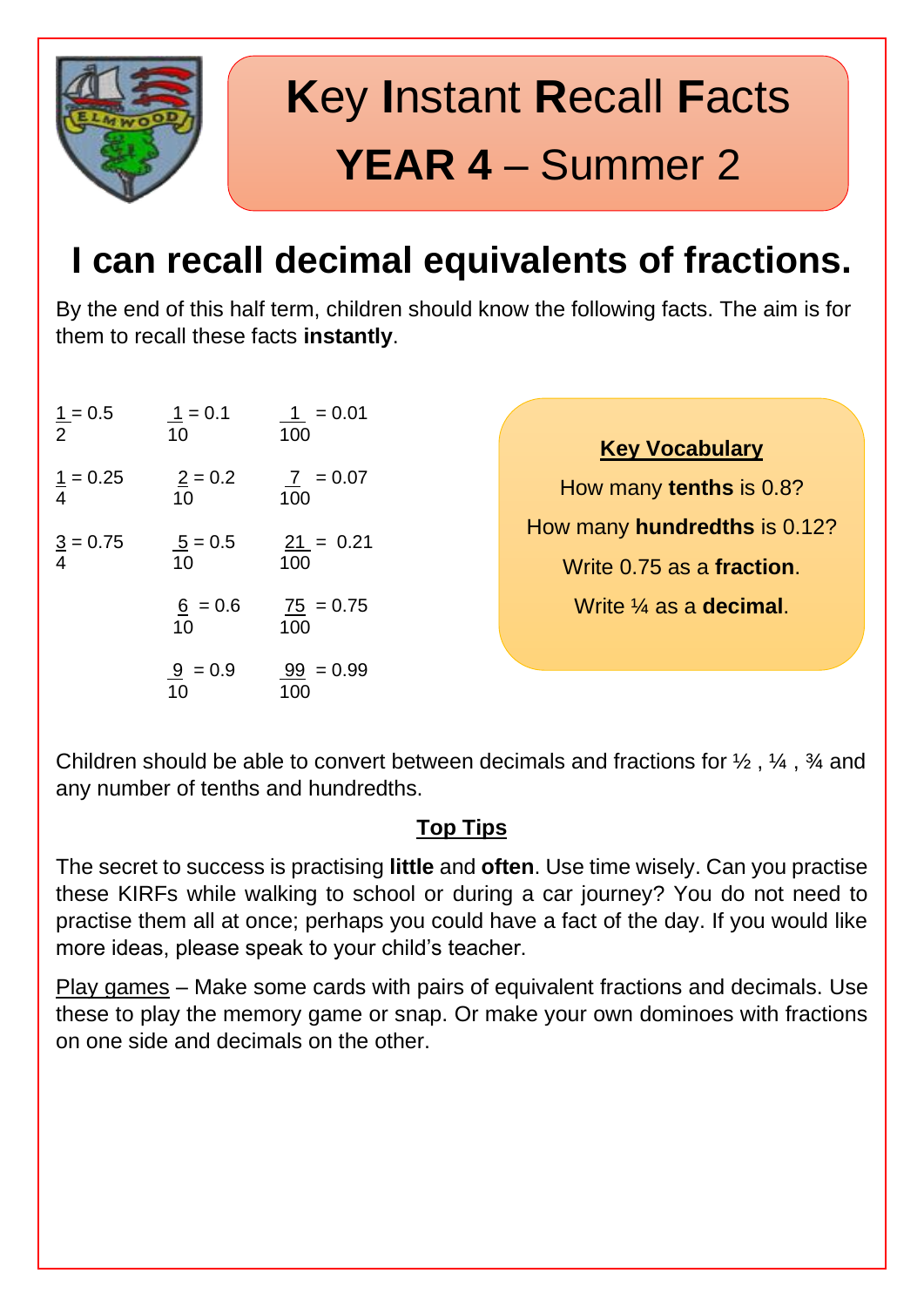# Key Instant Recall Facts

# YEAR 4 – Summer 2

## I can recall decimal equivalents of fractions.

By the end of this half term, children should know the following facts. The aim is for them to recall these facts **instantly**.

| | | |
|---|---|---|
| $\frac{1}{2} = 0.5$ | $\frac{1}{10} = 0.1$ | $\frac{1}{100} = 0.01$ |
| $\frac{1}{4} = 0.25$ | $\frac{2}{10} = 0.2$ | $\frac{7}{100} = 0.07$ |
| $\frac{3}{4} = 0.75$ | $\frac{5}{10} = 0.5$ | $\frac{21}{100} = 0.21$ |
| | $\frac{6}{10} = 0.6$ | $\frac{75}{100} = 0.75$ |
| | $\frac{9}{10} = 0.9$ | $\frac{99}{100} = 0.99$ |

**Key Vocabulary**

How many **tenths** is 0.8?

How many **hundredths** is 0.12?

Write 0.75 as a **fraction**.

Write ¼ as a **decimal**.

Children should be able to convert between decimals and fractions for ½ , ¼ , ¾ and any number of tenths and hundredths.

**Top Tips**

The secret to success is practising **little** and **often**. Use time wisely. Can you practise these KIRFs while walking to school or during a car journey? You do not need to practise them all at once; perhaps you could have a fact of the day. If you would like more ideas, please speak to your child's teacher.

Play games – Make some cards with pairs of equivalent fractions and decimals. Use these to play the memory game or snap. Or make your own dominoes with fractions on one side and decimals on the other.